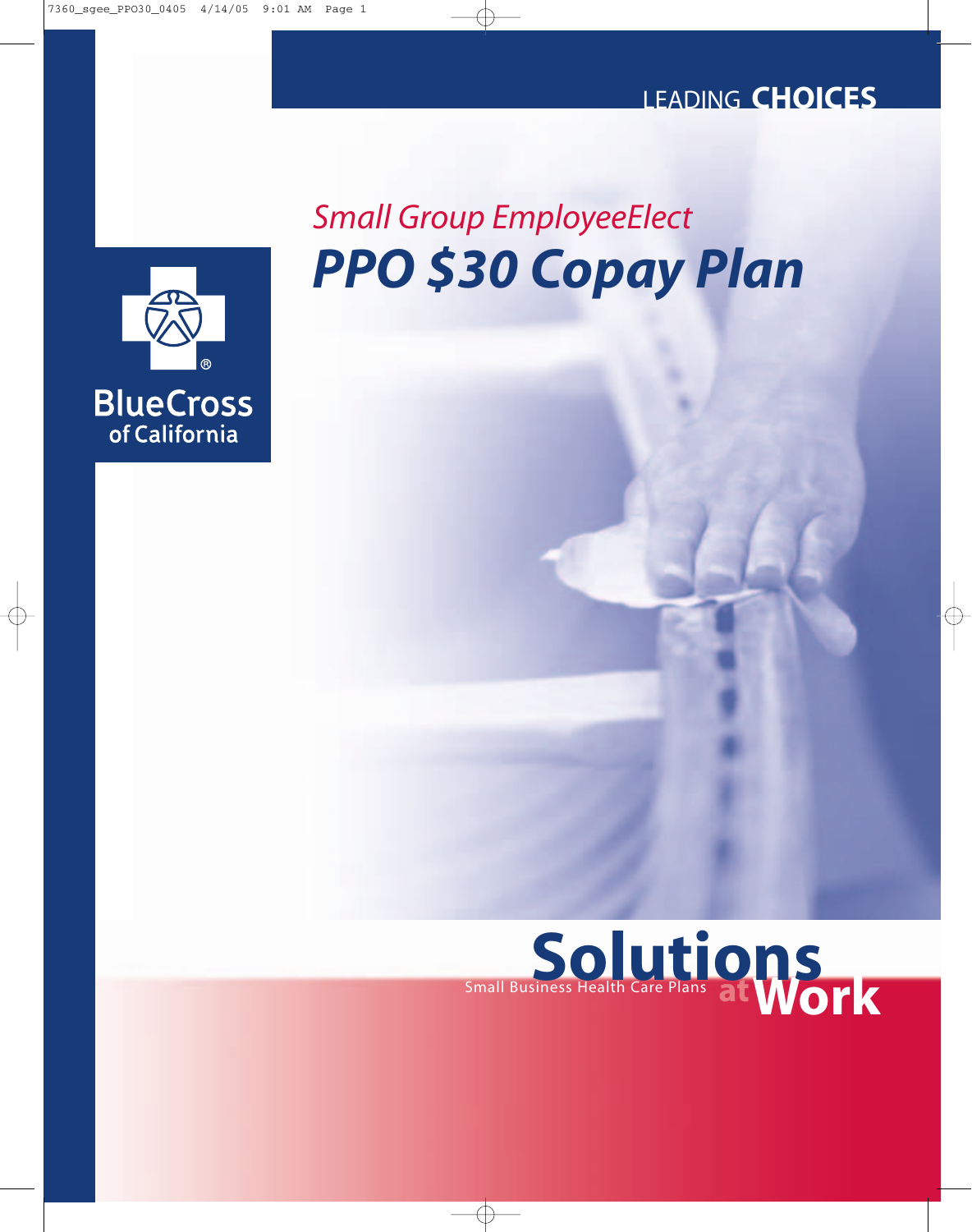LEADING **CHOICES**

*Small Group EmployeeElect*

# *PPO $30 Copay Plan*

BlueCross of California

**Solutions at Work**

Small Business Health Care Plans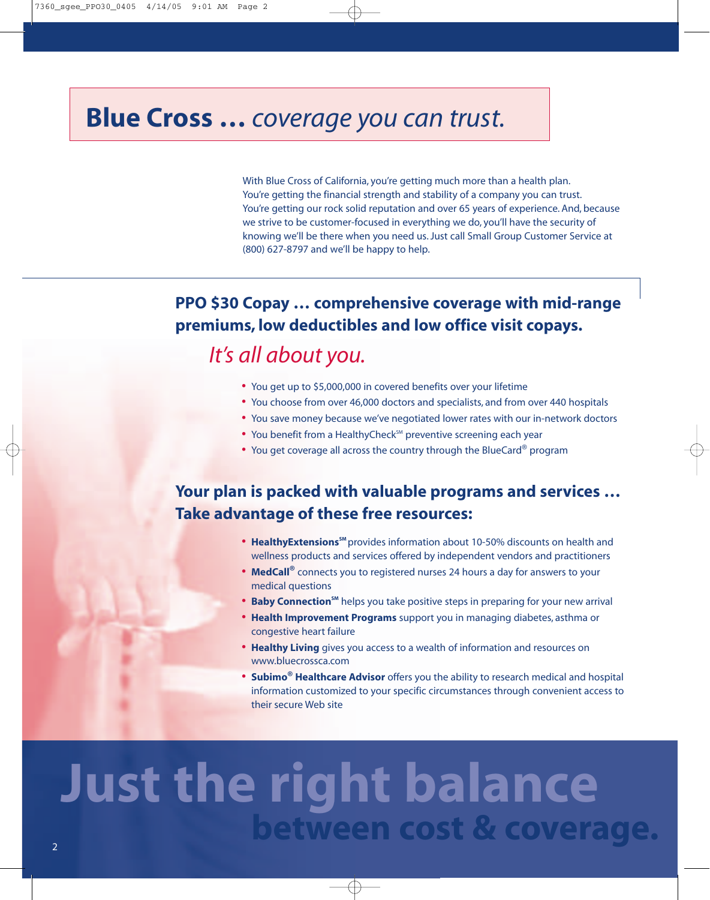# **Blue Cross …** *coverage you can trust.*

With Blue Cross of California, you're getting much more than a health plan. You're getting the financial strength and stability of a company you can trust. You're getting our rock solid reputation and over 65 years of experience. And, because we strive to be customer-focused in everything we do, you'll have the security of knowing we'll be there when you need us. Just call Small Group Customer Service at (800) 627-8797 and we'll be happy to help.

## PPO $30 Copay … comprehensive coverage with mid-range premiums, low deductibles and low office visit copays.

*It's all about you.*

- You get up to $5,000,000 in covered benefits over your lifetime
- You choose from over 46,000 doctors and specialists, and from over 440 hospitals
- You save money because we've negotiated lower rates with our in-network doctors
- You benefit from a HealthyCheck℠ preventive screening each year
- You get coverage all across the country through the BlueCard® program

## Your plan is packed with valuable programs and services … Take advantage of these free resources:

- **HealthyExtensions℠** provides information about 10-50% discounts on health and wellness products and services offered by independent vendors and practitioners
- **MedCall®** connects you to registered nurses 24 hours a day for answers to your medical questions
- **Baby Connection℠** helps you take positive steps in preparing for your new arrival
- **Health Improvement Programs** support you in managing diabetes, asthma or congestive heart failure
- **Healthy Living** gives you access to a wealth of information and resources on www.bluecrossca.com
- **Subimo® Healthcare Advisor** offers you the ability to research medical and hospital information customized to your specific circumstances through convenient access to their secure Web site

# Just the right balance between cost & coverage.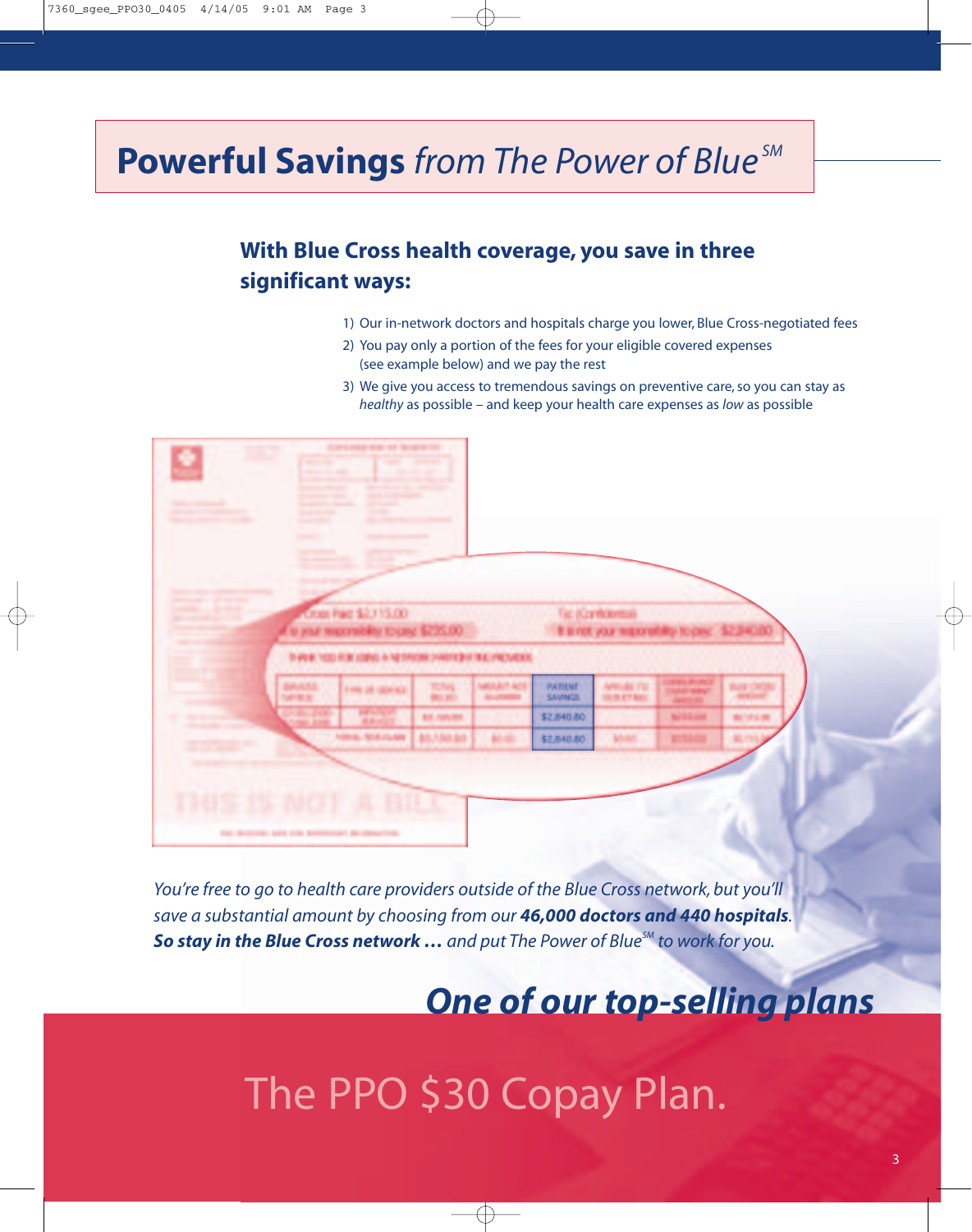# **Powerful Savings** *from The Power of Blue*℠

## With Blue Cross health coverage, you save in three significant ways:

1) Our in-network doctors and hospitals charge you lower, Blue Cross-negotiated fees
2) You pay only a portion of the fees for your eligible covered expenses (see example below) and we pay the rest
3) We give you access to tremendous savings on preventive care, so you can stay as *healthy* as possible – and keep your health care expenses as *low* as possible

*You're free to go to health care providers outside of the Blue Cross network, but you'll save a substantial amount by choosing from our* ***46,000 doctors and 440 hospitals****.* ***So stay in the Blue Cross network …*** *and put The Power of Blue*℠ *to work for you.*

## *One of our top-selling plans*

# The PPO $30 Copay Plan.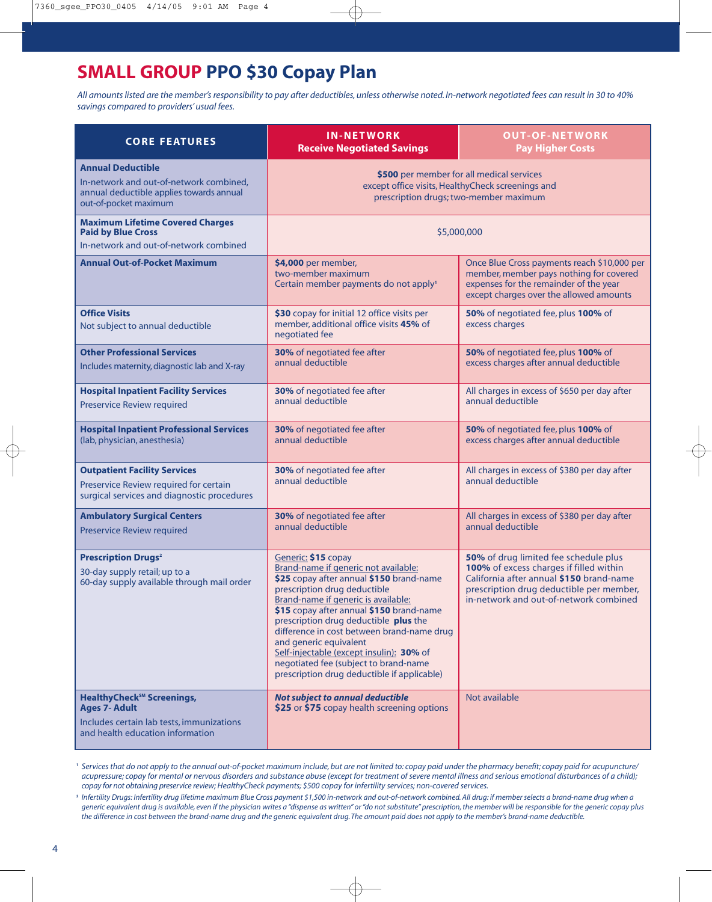# **SMALL GROUP** PPO $30 Copay Plan

*All amounts listed are the member's responsibility to pay after deductibles, unless otherwise noted. In-network negotiated fees can result in 30 to 40% savings compared to providers' usual fees.*

| CORE FEATURES | IN-NETWORK Receive Negotiated Savings | OUT-OF-NETWORK Pay Higher Costs |
|---|---|---|
| **Annual Deductible** In-network and out-of-network combined, annual deductible applies towards annual out-of-pocket maximum | **$500** per member for all medical services except office visits, HealthyCheck screenings and prescription drugs; two-member maximum | |
| **Maximum Lifetime Covered Charges Paid by Blue Cross** In-network and out-of-network combined | $5,000,000 | |
| **Annual Out-of-Pocket Maximum** | **$4,000** per member, two-member maximum Certain member payments do not apply[1] | Once Blue Cross payments reach $10,000 per member, member pays nothing for covered expenses for the remainder of the year except charges over the allowed amounts |
| **Office Visits** Not subject to annual deductible | **$30** copay for initial 12 office visits per member, additional office visits **45%** of negotiated fee | **50%** of negotiated fee, plus **100%** of excess charges |
| **Other Professional Services** Includes maternity, diagnostic lab and X-ray | **30%** of negotiated fee after annual deductible | **50%** of negotiated fee, plus **100%** of excess charges after annual deductible |
| **Hospital Inpatient Facility Services** Preservice Review required | **30%** of negotiated fee after annual deductible | All charges in excess of $650 per day after annual deductible |
| **Hospital Inpatient Professional Services** (lab, physician, anesthesia) | **30%** of negotiated fee after annual deductible | **50%** of negotiated fee, plus **100%** of excess charges after annual deductible |
| **Outpatient Facility Services** Preservice Review required for certain surgical services and diagnostic procedures | **30%** of negotiated fee after annual deductible | All charges in excess of $380 per day after annual deductible |
| **Ambulatory Surgical Centers** Preservice Review required | **30%** of negotiated fee after annual deductible | All charges in excess of $380 per day after annual deductible |
| **Prescription Drugs**[2] 30-day supply retail; up to a 60-day supply available through mail order | Generic: **$15** copay Brand-name if generic not available: **$25** copay after annual **$150** brand-name prescription drug deductible Brand-name if generic is available: **$15** copay after annual **$150** brand-name prescription drug deductible **plus** the difference in cost between brand-name drug and generic equivalent Self-injectable (except insulin): **30%** of negotiated fee (subject to brand-name prescription drug deductible if applicable) | **50%** of drug limited fee schedule plus **100%** of excess charges if filled within California after annual **$150** brand-name prescription drug deductible per member, in-network and out-of-network combined |
| **HealthyCheck℠ Screenings, Ages 7- Adult** Includes certain lab tests, immunizations and health education information | ***Not subject to annual deductible*** **$25** or **$75** copay health screening options | Not available |

[1] *Services that do not apply to the annual out-of-pocket maximum include, but are not limited to: copay paid under the pharmacy benefit; copay paid for acupuncture/acupressure; copay for mental or nervous disorders and substance abuse (except for treatment of severe mental illness and serious emotional disturbances of a child); copay for not obtaining preservice review; HealthyCheck payments; $500 copay for infertility services; non-covered services.*

[2] *Infertility Drugs: Infertility drug lifetime maximum Blue Cross payment $1,500 in-network and out-of-network combined. All drug: if member selects a brand-name drug when a generic equivalent drug is available, even if the physician writes a "dispense as written" or "do not substitute" prescription, the member will be responsible for the generic copay plus the difference in cost between the brand-name drug and the generic equivalent drug. The amount paid does not apply to the member's brand-name deductible.*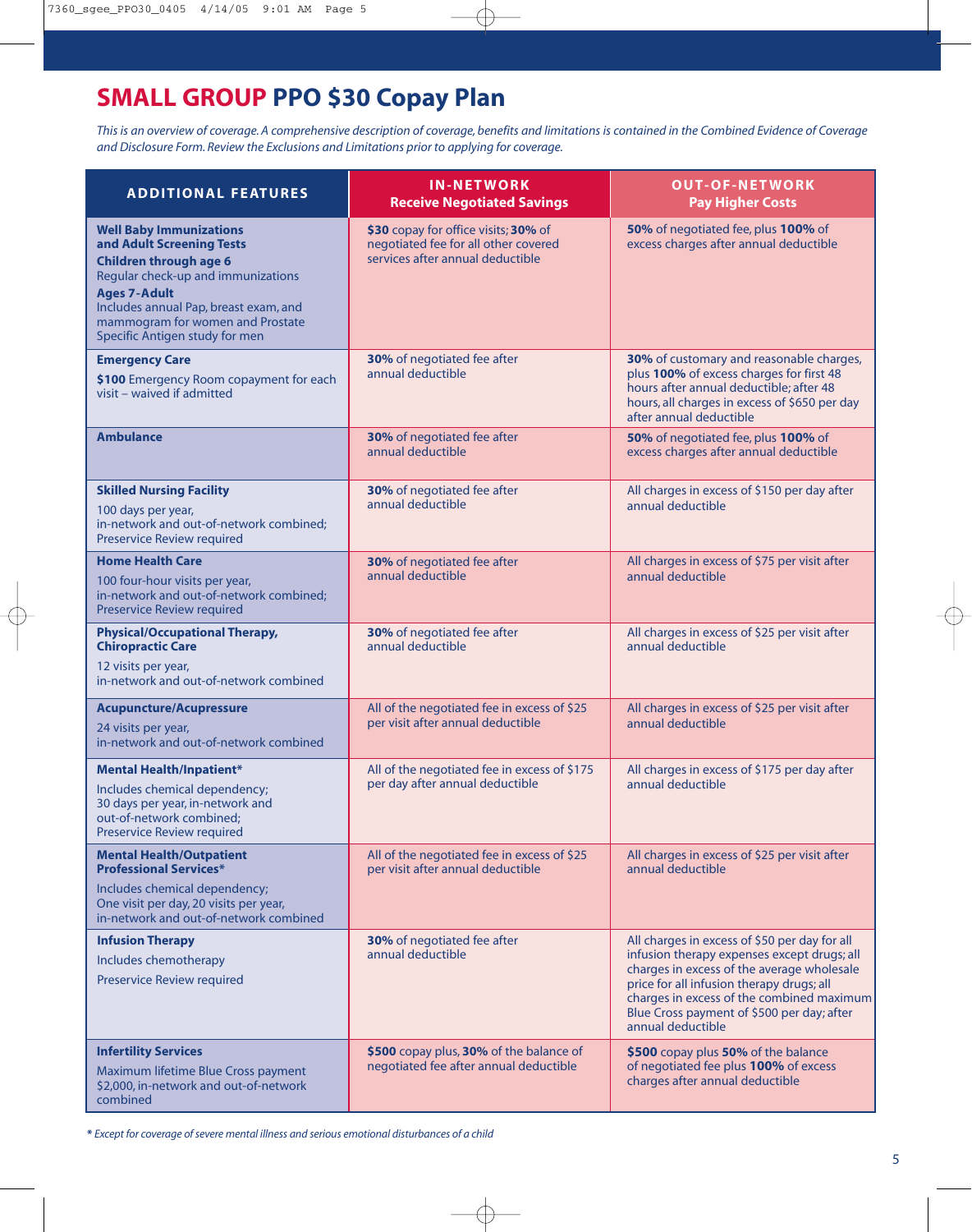# SMALL GROUP PPO $30 Copay Plan

*This is an overview of coverage. A comprehensive description of coverage, benefits and limitations is contained in the Combined Evidence of Coverage and Disclosure Form. Review the Exclusions and Limitations prior to applying for coverage.*

| ADDITIONAL FEATURES | IN-NETWORK Receive Negotiated Savings | OUT-OF-NETWORK Pay Higher Costs |
|---|---|---|
| **Well Baby Immunizations and Adult Screening Tests** **Children through age 6** Regular check-up and immunizations **Ages 7-Adult** Includes annual Pap, breast exam, and mammogram for women and Prostate Specific Antigen study for men | **$30** copay for office visits; **30%** of negotiated fee for all other covered services after annual deductible | **50%** of negotiated fee, plus **100%** of excess charges after annual deductible |
| **Emergency Care** **$100** Emergency Room copayment for each visit – waived if admitted | **30%** of negotiated fee after annual deductible | **30%** of customary and reasonable charges, plus **100%** of excess charges for first 48 hours after annual deductible; after 48 hours, all charges in excess of $650 per day after annual deductible |
| **Ambulance** | **30%** of negotiated fee after annual deductible | **50%** of negotiated fee, plus **100%** of excess charges after annual deductible |
| **Skilled Nursing Facility** 100 days per year, in-network and out-of-network combined; Preservice Review required | **30%** of negotiated fee after annual deductible | All charges in excess of $150 per day after annual deductible |
| **Home Health Care** 100 four-hour visits per year, in-network and out-of-network combined; Preservice Review required | **30%** of negotiated fee after annual deductible | All charges in excess of $75 per visit after annual deductible |
| **Physical/Occupational Therapy, Chiropractic Care** 12 visits per year, in-network and out-of-network combined | **30%** of negotiated fee after annual deductible | All charges in excess of $25 per visit after annual deductible |
| **Acupuncture/Acupressure** 24 visits per year, in-network and out-of-network combined | All of the negotiated fee in excess of $25 per visit after annual deductible | All charges in excess of $25 per visit after annual deductible |
| **Mental Health/Inpatient*** Includes chemical dependency; 30 days per year, in-network and out-of-network combined; Preservice Review required | All of the negotiated fee in excess of $175 per day after annual deductible | All charges in excess of $175 per day after annual deductible |
| **Mental Health/Outpatient Professional Services*** Includes chemical dependency; One visit per day, 20 visits per year, in-network and out-of-network combined | All of the negotiated fee in excess of $25 per visit after annual deductible | All charges in excess of $25 per visit after annual deductible |
| **Infusion Therapy** Includes chemotherapy Preservice Review required | **30%** of negotiated fee after annual deductible | All charges in excess of $50 per day for all infusion therapy expenses except drugs; all charges in excess of the average wholesale price for all infusion therapy drugs; all charges in excess of the combined maximum Blue Cross payment of $500 per day; after annual deductible |
| **Infertility Services** Maximum lifetime Blue Cross payment $2,000, in-network and out-of-network combined | **$500** copay plus, **30%** of the balance of negotiated fee after annual deductible | **$500** copay plus **50%** of the balance of negotiated fee plus **100%** of excess charges after annual deductible |

*\* Except for coverage of severe mental illness and serious emotional disturbances of a child*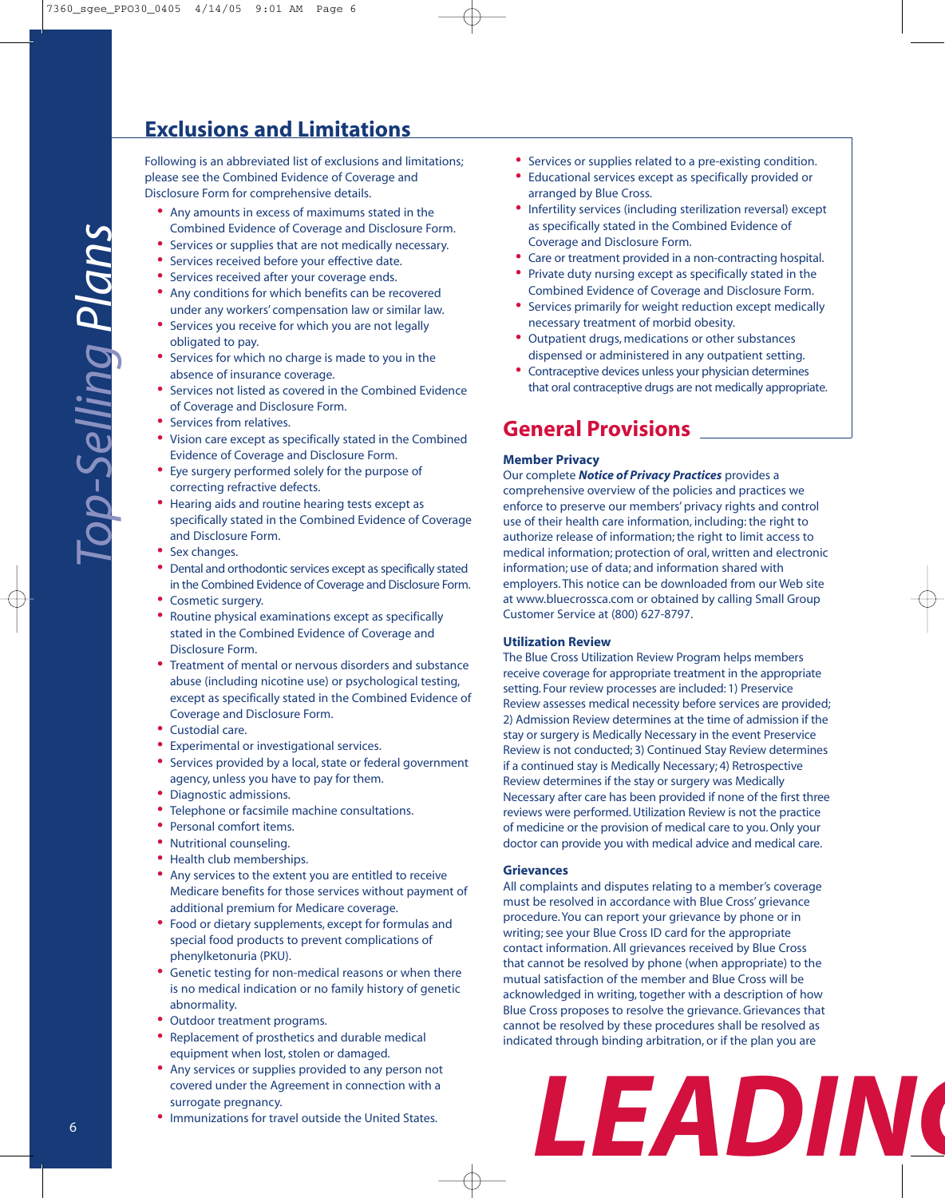## Exclusions and Limitations

Following is an abbreviated list of exclusions and limitations; please see the Combined Evidence of Coverage and Disclosure Form for comprehensive details.

- Any amounts in excess of maximums stated in the Combined Evidence of Coverage and Disclosure Form.
- Services or supplies that are not medically necessary.
- Services received before your effective date.
- Services received after your coverage ends.
- Any conditions for which benefits can be recovered under any workers' compensation law or similar law.
- Services you receive for which you are not legally obligated to pay.
- Services for which no charge is made to you in the absence of insurance coverage.
- Services not listed as covered in the Combined Evidence of Coverage and Disclosure Form.
- Services from relatives.
- Vision care except as specifically stated in the Combined Evidence of Coverage and Disclosure Form.
- Eye surgery performed solely for the purpose of correcting refractive defects.
- Hearing aids and routine hearing tests except as specifically stated in the Combined Evidence of Coverage and Disclosure Form.
- Sex changes.
- Dental and orthodontic services except as specifically stated in the Combined Evidence of Coverage and Disclosure Form.
- Cosmetic surgery.
- Routine physical examinations except as specifically stated in the Combined Evidence of Coverage and Disclosure Form.
- Treatment of mental or nervous disorders and substance abuse (including nicotine use) or psychological testing, except as specifically stated in the Combined Evidence of Coverage and Disclosure Form.
- Custodial care.
- Experimental or investigational services.
- Services provided by a local, state or federal government agency, unless you have to pay for them.
- Diagnostic admissions.
- Telephone or facsimile machine consultations.
- Personal comfort items.
- Nutritional counseling.
- Health club memberships.
- Any services to the extent you are entitled to receive Medicare benefits for those services without payment of additional premium for Medicare coverage.
- Food or dietary supplements, except for formulas and special food products to prevent complications of phenylketonuria (PKU).
- Genetic testing for non-medical reasons or when there is no medical indication or no family history of genetic abnormality.
- Outdoor treatment programs.
- Replacement of prosthetics and durable medical equipment when lost, stolen or damaged.
- Any services or supplies provided to any person not covered under the Agreement in connection with a surrogate pregnancy.
- Immunizations for travel outside the United States.
- Services or supplies related to a pre-existing condition.
- Educational services except as specifically provided or arranged by Blue Cross.
- Infertility services (including sterilization reversal) except as specifically stated in the Combined Evidence of Coverage and Disclosure Form.
- Care or treatment provided in a non-contracting hospital.
- Private duty nursing except as specifically stated in the Combined Evidence of Coverage and Disclosure Form.
- Services primarily for weight reduction except medically necessary treatment of morbid obesity.
- Outpatient drugs, medications or other substances dispensed or administered in any outpatient setting.
- Contraceptive devices unless your physician determines that oral contraceptive drugs are not medically appropriate.

## General Provisions

### Member Privacy

Our complete ***Notice of Privacy Practices*** provides a comprehensive overview of the policies and practices we enforce to preserve our members' privacy rights and control use of their health care information, including: the right to authorize release of information; the right to limit access to medical information; protection of oral, written and electronic information; use of data; and information shared with employers. This notice can be downloaded from our Web site at www.bluecrossca.com or obtained by calling Small Group Customer Service at (800) 627-8797.

### Utilization Review

The Blue Cross Utilization Review Program helps members receive coverage for appropriate treatment in the appropriate setting. Four review processes are included: 1) Preservice Review assesses medical necessity before services are provided; 2) Admission Review determines at the time of admission if the stay or surgery is Medically Necessary in the event Preservice Review is not conducted; 3) Continued Stay Review determines if a continued stay is Medically Necessary; 4) Retrospective Review determines if the stay or surgery was Medically Necessary after care has been provided if none of the first three reviews were performed. Utilization Review is not the practice of medicine or the provision of medical care to you. Only your doctor can provide you with medical advice and medical care.

### Grievances

All complaints and disputes relating to a member's coverage must be resolved in accordance with Blue Cross' grievance procedure. You can report your grievance by phone or in writing; see your Blue Cross ID card for the appropriate contact information. All grievances received by Blue Cross that cannot be resolved by phone (when appropriate) to the mutual satisfaction of the member and Blue Cross will be acknowledged in writing, together with a description of how Blue Cross proposes to resolve the grievance. Grievances that cannot be resolved by these procedures shall be resolved as indicated through binding arbitration, or if the plan you are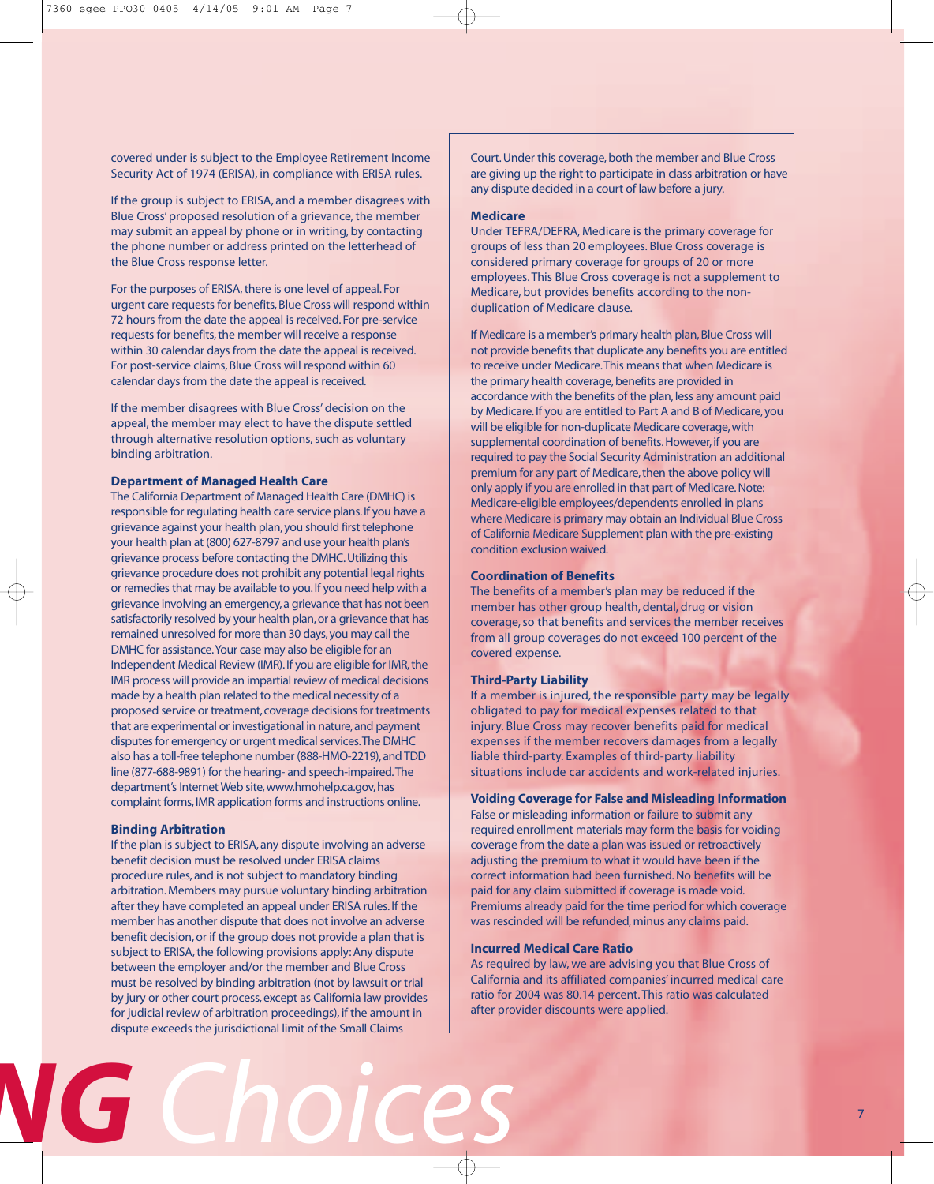covered under is subject to the Employee Retirement Income Security Act of 1974 (ERISA), in compliance with ERISA rules.

If the group is subject to ERISA, and a member disagrees with Blue Cross' proposed resolution of a grievance, the member may submit an appeal by phone or in writing, by contacting the phone number or address printed on the letterhead of the Blue Cross response letter.

For the purposes of ERISA, there is one level of appeal. For urgent care requests for benefits, Blue Cross will respond within 72 hours from the date the appeal is received. For pre-service requests for benefits, the member will receive a response within 30 calendar days from the date the appeal is received. For post-service claims, Blue Cross will respond within 60 calendar days from the date the appeal is received.

If the member disagrees with Blue Cross' decision on the appeal, the member may elect to have the dispute settled through alternative resolution options, such as voluntary binding arbitration.

### Department of Managed Health Care

The California Department of Managed Health Care (DMHC) is responsible for regulating health care service plans. If you have a grievance against your health plan, you should first telephone your health plan at (800) 627-8797 and use your health plan's grievance process before contacting the DMHC. Utilizing this grievance procedure does not prohibit any potential legal rights or remedies that may be available to you. If you need help with a grievance involving an emergency, a grievance that has not been satisfactorily resolved by your health plan, or a grievance that has remained unresolved for more than 30 days, you may call the DMHC for assistance. Your case may also be eligible for an Independent Medical Review (IMR). If you are eligible for IMR, the IMR process will provide an impartial review of medical decisions made by a health plan related to the medical necessity of a proposed service or treatment, coverage decisions for treatments that are experimental or investigational in nature, and payment disputes for emergency or urgent medical services. The DMHC also has a toll-free telephone number (888-HMO-2219), and TDD line (877-688-9891) for the hearing- and speech-impaired. The department's Internet Web site, www.hmohelp.ca.gov, has complaint forms, IMR application forms and instructions online.

### Binding Arbitration

If the plan is subject to ERISA, any dispute involving an adverse benefit decision must be resolved under ERISA claims procedure rules, and is not subject to mandatory binding arbitration. Members may pursue voluntary binding arbitration after they have completed an appeal under ERISA rules. If the member has another dispute that does not involve an adverse benefit decision, or if the group does not provide a plan that is subject to ERISA, the following provisions apply: Any dispute between the employer and/or the member and Blue Cross must be resolved by binding arbitration (not by lawsuit or trial by jury or other court process, except as California law provides for judicial review of arbitration proceedings), if the amount in dispute exceeds the jurisdictional limit of the Small Claims Court. Under this coverage, both the member and Blue Cross are giving up the right to participate in class arbitration or have any dispute decided in a court of law before a jury.

### Medicare

Under TEFRA/DEFRA, Medicare is the primary coverage for groups of less than 20 employees. Blue Cross coverage is considered primary coverage for groups of 20 or more employees. This Blue Cross coverage is not a supplement to Medicare, but provides benefits according to the non-duplication of Medicare clause.

If Medicare is a member's primary health plan, Blue Cross will not provide benefits that duplicate any benefits you are entitled to receive under Medicare. This means that when Medicare is the primary health coverage, benefits are provided in accordance with the benefits of the plan, less any amount paid by Medicare. If you are entitled to Part A and B of Medicare, you will be eligible for non-duplicate Medicare coverage, with supplemental coordination of benefits. However, if you are required to pay the Social Security Administration an additional premium for any part of Medicare, then the above policy will only apply if you are enrolled in that part of Medicare. Note: Medicare-eligible employees/dependents enrolled in plans where Medicare is primary may obtain an Individual Blue Cross of California Medicare Supplement plan with the pre-existing condition exclusion waived.

### Coordination of Benefits

The benefits of a member's plan may be reduced if the member has other group health, dental, drug or vision coverage, so that benefits and services the member receives from all group coverages do not exceed 100 percent of the covered expense.

### Third-Party Liability

If a member is injured, the responsible party may be legally obligated to pay for medical expenses related to that injury. Blue Cross may recover benefits paid for medical expenses if the member recovers damages from a legally liable third-party. Examples of third-party liability situations include car accidents and work-related injuries.

### Voiding Coverage for False and Misleading Information

False or misleading information or failure to submit any required enrollment materials may form the basis for voiding coverage from the date a plan was issued or retroactively adjusting the premium to what it would have been if the correct information had been furnished. No benefits will be paid for any claim submitted if coverage is made void. Premiums already paid for the time period for which coverage was rescinded will be refunded, minus any claims paid.

### Incurred Medical Care Ratio

As required by law, we are advising you that Blue Cross of California and its affiliated companies' incurred medical care ratio for 2004 was 80.14 percent. This ratio was calculated after provider discounts were applied.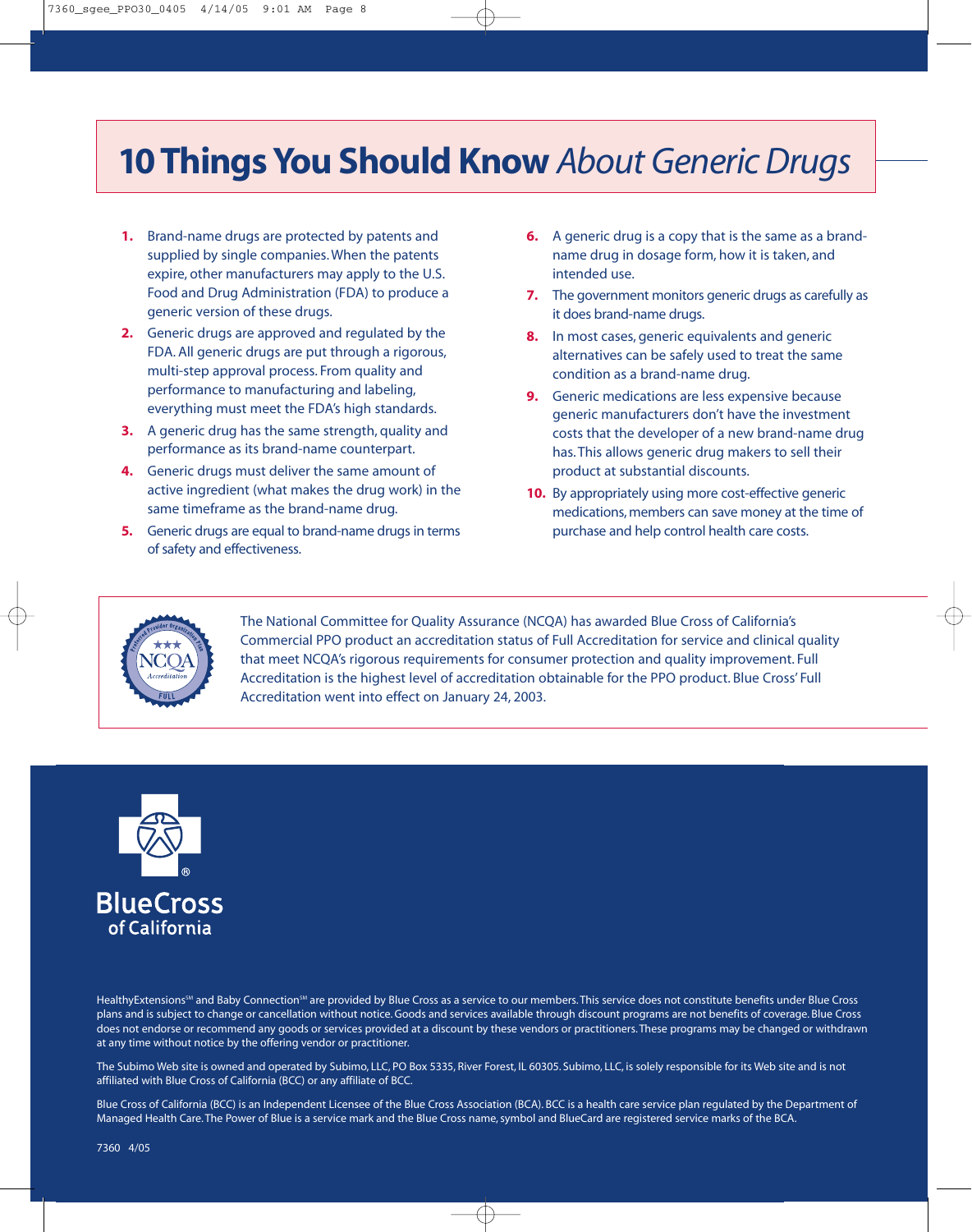# **10 Things You Should Know** *About Generic Drugs*

1. Brand-name drugs are protected by patents and supplied by single companies. When the patents expire, other manufacturers may apply to the U.S. Food and Drug Administration (FDA) to produce a generic version of these drugs.
2. Generic drugs are approved and regulated by the FDA. All generic drugs are put through a rigorous, multi-step approval process. From quality and performance to manufacturing and labeling, everything must meet the FDA's high standards.
3. A generic drug has the same strength, quality and performance as its brand-name counterpart.
4. Generic drugs must deliver the same amount of active ingredient (what makes the drug work) in the same timeframe as the brand-name drug.
5. Generic drugs are equal to brand-name drugs in terms of safety and effectiveness.
6. A generic drug is a copy that is the same as a brand-name drug in dosage form, how it is taken, and intended use.
7. The government monitors generic drugs as carefully as it does brand-name drugs.
8. In most cases, generic equivalents and generic alternatives can be safely used to treat the same condition as a brand-name drug.
9. Generic medications are less expensive because generic manufacturers don't have the investment costs that the developer of a new brand-name drug has. This allows generic drug makers to sell their product at substantial discounts.
10. By appropriately using more cost-effective generic medications, members can save money at the time of purchase and help control health care costs.

Preferred Provider Organization Plan
★★★
NCQA
Accreditation
FULL

The National Committee for Quality Assurance (NCQA) has awarded Blue Cross of California's Commercial PPO product an accreditation status of Full Accreditation for service and clinical quality that meet NCQA's rigorous requirements for consumer protection and quality improvement. Full Accreditation is the highest level of accreditation obtainable for the PPO product. Blue Cross' Full Accreditation went into effect on January 24, 2003.

BlueCross of California

HealthyExtensions℠ and Baby Connection℠ are provided by Blue Cross as a service to our members. This service does not constitute benefits under Blue Cross plans and is subject to change or cancellation without notice. Goods and services available through discount programs are not benefits of coverage. Blue Cross does not endorse or recommend any goods or services provided at a discount by these vendors or practitioners. These programs may be changed or withdrawn at any time without notice by the offering vendor or practitioner.

The Subimo Web site is owned and operated by Subimo, LLC, PO Box 5335, River Forest, IL 60305. Subimo, LLC, is solely responsible for its Web site and is not affiliated with Blue Cross of California (BCC) or any affiliate of BCC.

Blue Cross of California (BCC) is an Independent Licensee of the Blue Cross Association (BCA). BCC is a health care service plan regulated by the Department of Managed Health Care. The Power of Blue is a service mark and the Blue Cross name, symbol and BlueCard are registered service marks of the BCA.

7360 4/05